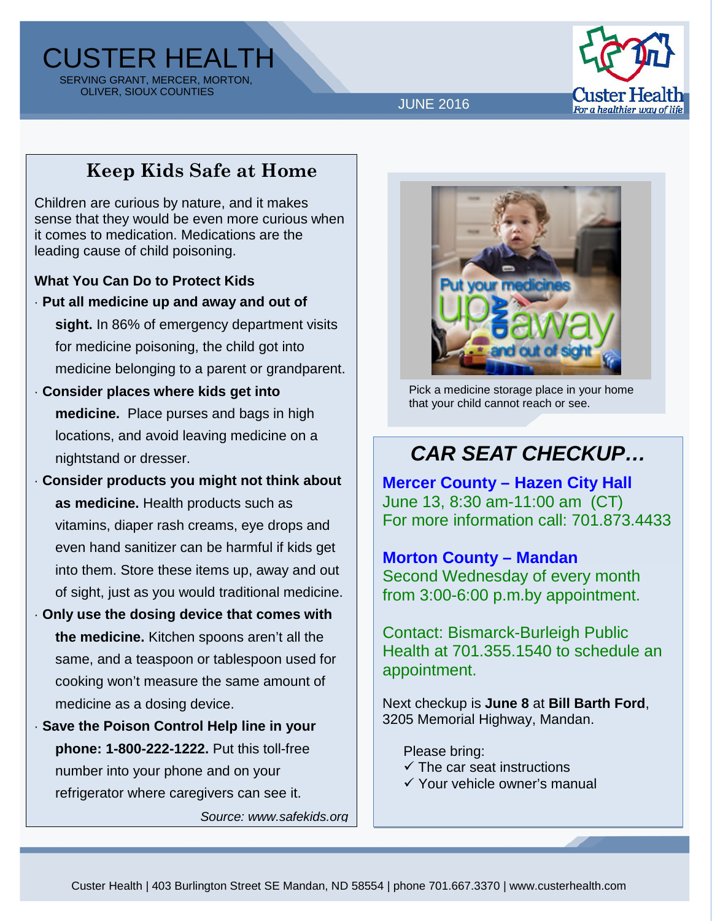# CUSTER HEALTH

SERVING GRANT, MERCER, MORTON, OLIVER, SIOUX COUNTIES

JUNE 2016

## Keep Kids Safe at Home

Children are curious by nature, and it makes sense that they would be even more curious when it comes to medication. Medications are the leading cause of child poisoning.

**What You Can Do to Protect Kids**

- **Put all medicine up and away and out of sight.** In 86% of emergency department visits for medicine poisoning, the child got into medicine belonging to a parent or grandparent.
- **Consider places where kids get into medicine.** Place purses and bags in high locations, and avoid leaving medicine on a nightstand or dresser.
- **Consider products you might not think about as medicine.** Health products such as vitamins, diaper rash creams, eye drops and even hand sanitizer can be harmful if kids get into them. Store these items up, away and out of sight, just as you would traditional medicine.
- **Only use the dosing device that comes with the medicine.** Kitchen spoons aren't all the same, and a teaspoon or tablespoon used for cooking won't measure the same amount of medicine as a dosing device.
- **Save the Poison Control Help line in your phone: 1-800-222-1222.** Put this toll-free number into your phone and on your refrigerator where caregivers can see it.

*Source: www.safekids.org*

Put your medicines up and away and out of sight

Pick a medicine storage place in your home that your child cannot reach or see.

## *CAR SEAT CHECKUP…*

**Mercer County – Hazen City Hall**
June 13, 8:30 am-11:00 am (CT)
For more information call: 701.873.4433

**Morton County – Mandan**
Second Wednesday of every month from 3:00-6:00 p.m.by appointment.

Contact: Bismarck-Burleigh Public Health at 701.355.1540 to schedule an appointment.

Next checkup is **June 8** at **Bill Barth Ford**, 3205 Memorial Highway, Mandan.

Please bring:
- ✓ The car seat instructions
- ✓ Your vehicle owner's manual

Custer Health | 403 Burlington Street SE Mandan, ND 58554 | phone 701.667.3370 | www.custerhealth.com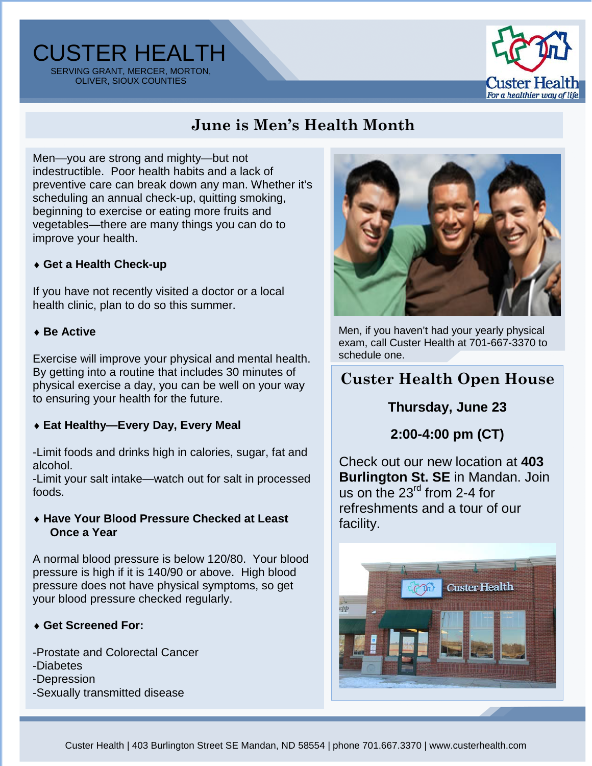# CUSTER HEALTH

SERVING GRANT, MERCER, MORTON, OLIVER, SIOUX COUNTIES

Custer Health

*For a healthier way of life*

## June is Men's Health Month

Men—you are strong and mighty—but not indestructible. Poor health habits and a lack of preventive care can break down any man. Whether it's scheduling an annual check-up, quitting smoking, beginning to exercise or eating more fruits and vegetables—there are many things you can do to improve your health.

- **Get a Health Check-up**

If you have not recently visited a doctor or a local health clinic, plan to do so this summer.

- **Be Active**

Exercise will improve your physical and mental health. By getting into a routine that includes 30 minutes of physical exercise a day, you can be well on your way to ensuring your health for the future.

- **Eat Healthy—Every Day, Every Meal**

-Limit foods and drinks high in calories, sugar, fat and alcohol.
-Limit your salt intake—watch out for salt in processed foods.

- **Have Your Blood Pressure Checked at Least Once a Year**

A normal blood pressure is below 120/80. Your blood pressure is high if it is 140/90 or above. High blood pressure does not have physical symptoms, so get your blood pressure checked regularly.

- **Get Screened For:**

-Prostate and Colorectal Cancer
-Diabetes
-Depression
-Sexually transmitted disease

Men, if you haven't had your yearly physical exam, call Custer Health at 701-667-3370 to schedule one.

## Custer Health Open House

**Thursday, June 23**

**2:00-4:00 pm (CT)**

Check out our new location at **403 Burlington St. SE** in Mandan. Join us on the 23rd from 2-4 for refreshments and a tour of our facility.

Custer Health | 403 Burlington Street SE Mandan, ND 58554 | phone 701.667.3370 | www.custerhealth.com